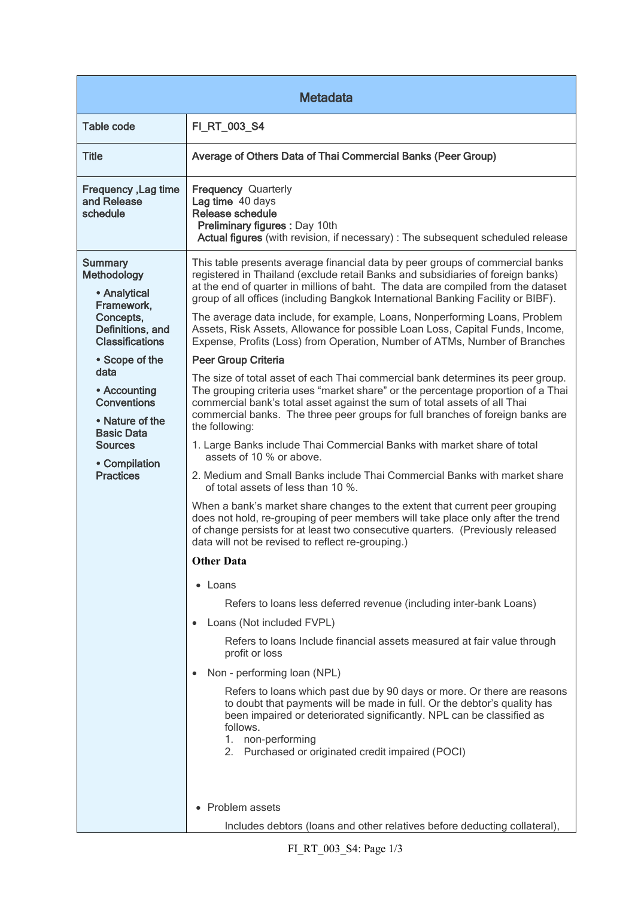| Metadata | |
|---|---|
| Table code | FI_RT_003_S4 |
| Title | Average of Others Data of Thai Commercial Banks (Peer Group) |
| Frequency ,Lag time and Release schedule | **Frequency** Quarterly<br>**Lag time** 40 days<br>**Release schedule**<br>**Preliminary figures :** Day 10th<br>**Actual figures** (with revision, if necessary) : The subsequent scheduled release |
| Summary Methodology<br>• Analytical Framework, Concepts, Definitions, and Classifications<br>• Scope of the data<br>• Accounting Conventions<br>• Nature of the Basic Data Sources<br>• Compilation Practices | This table presents average financial data by peer groups of commercial banks registered in Thailand (exclude retail Banks and subsidiaries of foreign banks) at the end of quarter in millions of baht. The data are compiled from the dataset group of all offices (including Bangkok International Banking Facility or BIBF).<br><br>The average data include, for example, Loans, Nonperforming Loans, Problem Assets, Risk Assets, Allowance for possible Loan Loss, Capital Funds, Income, Expense, Profits (Loss) from Operation, Number of ATMs, Number of Branches<br><br>**Peer Group Criteria**<br><br>The size of total asset of each Thai commercial bank determines its peer group. The grouping criteria uses "market share" or the percentage proportion of a Thai commercial bank's total asset against the sum of total assets of all Thai commercial banks. The three peer groups for full branches of foreign banks are the following:<br><br>1. Large Banks include Thai Commercial Banks with market share of total assets of 10 % or above.<br>2. Medium and Small Banks include Thai Commercial Banks with market share of total assets of less than 10 %.<br><br>When a bank's market share changes to the extent that current peer grouping does not hold, re-grouping of peer members will take place only after the trend of change persists for at least two consecutive quarters. (Previously released data will not be revised to reflect re-grouping.)<br><br>**Other Data**<br><br>• Loans<br>Refers to loans less deferred revenue (including inter-bank Loans)<br><br>• Loans (Not included FVPL)<br>Refers to loans Include financial assets measured at fair value through profit or loss<br><br>• Non - performing loan (NPL)<br>Refers to loans which past due by 90 days or more. Or there are reasons to doubt that payments will be made in full. Or the debtor's quality has been impaired or deteriorated significantly. NPL can be classified as follows.<br>1. non-performing<br>2. Purchased or originated credit impaired (POCI)<br><br>• Problem assets<br>Includes debtors (loans and other relatives before deducting collateral), |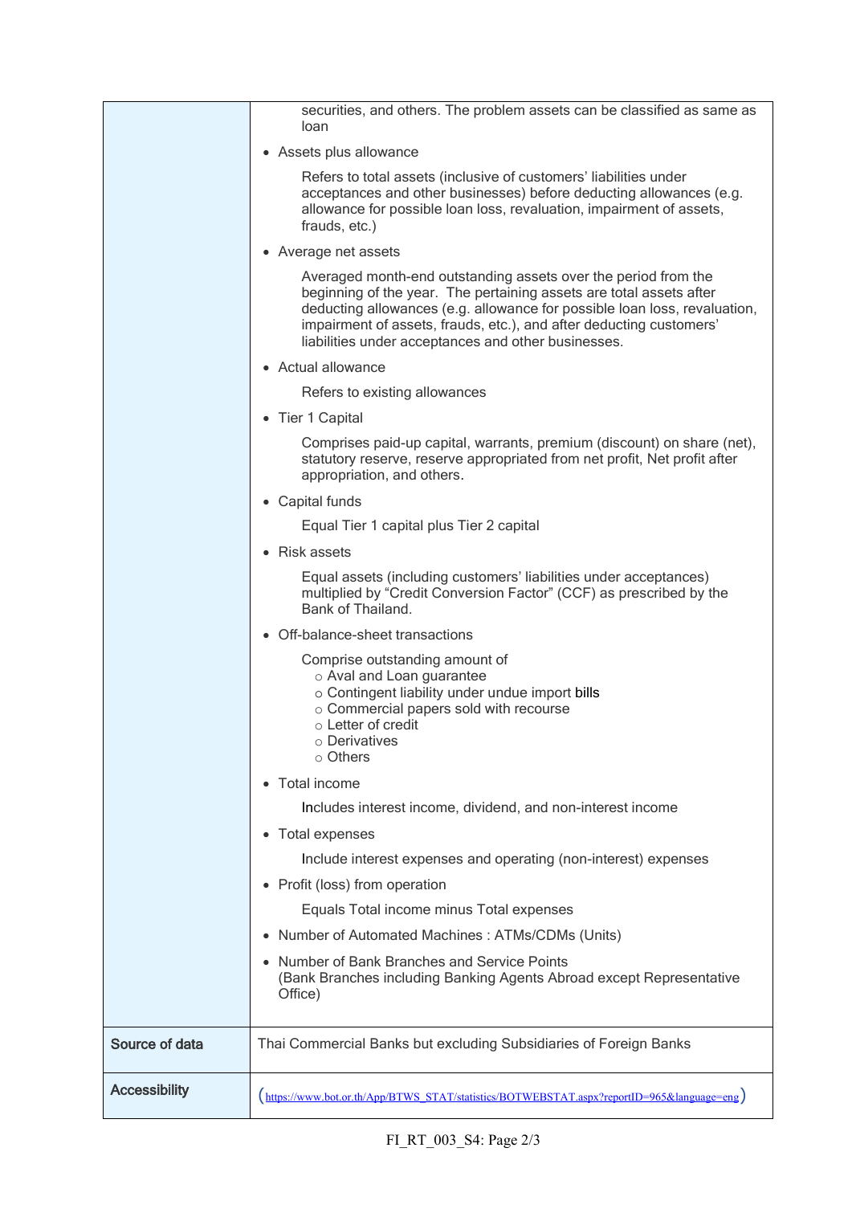| | |
|---|---|
| | securities, and others. The problem assets can be classified as same as loan<br><br>• Assets plus allowance<br><br>Refers to total assets (inclusive of customers' liabilities under acceptances and other businesses) before deducting allowances (e.g. allowance for possible loan loss, revaluation, impairment of assets, frauds, etc.)<br><br>• Average net assets<br><br>Averaged month-end outstanding assets over the period from the beginning of the year. The pertaining assets are total assets after deducting allowances (e.g. allowance for possible loan loss, revaluation, impairment of assets, frauds, etc.), and after deducting customers' liabilities under acceptances and other businesses.<br><br>• Actual allowance<br><br>Refers to existing allowances<br><br>• Tier 1 Capital<br><br>Comprises paid-up capital, warrants, premium (discount) on share (net), statutory reserve, reserve appropriated from net profit, Net profit after appropriation, and others.<br><br>• Capital funds<br><br>Equal Tier 1 capital plus Tier 2 capital<br><br>• Risk assets<br><br>Equal assets (including customers' liabilities under acceptances) multiplied by "Credit Conversion Factor" (CCF) as prescribed by the Bank of Thailand.<br><br>• Off-balance-sheet transactions<br><br>Comprise outstanding amount of<br>○ Aval and Loan guarantee<br>○ Contingent liability under undue import bills<br>○ Commercial papers sold with recourse<br>○ Letter of credit<br>○ Derivatives<br>○ Others<br><br>• Total income<br><br>Includes interest income, dividend, and non-interest income<br><br>• Total expenses<br><br>Include interest expenses and operating (non-interest) expenses<br><br>• Profit (loss) from operation<br><br>Equals Total income minus Total expenses<br><br>• Number of Automated Machines : ATMs/CDMs (Units)<br><br>• Number of Bank Branches and Service Points<br>(Bank Branches including Banking Agents Abroad except Representative Office) |
| **Source of data** | Thai Commercial Banks but excluding Subsidiaries of Foreign Banks |
| **Accessibility** | (https://www.bot.or.th/App/BTWS_STAT/statistics/BOTWEBSTAT.aspx?reportID=965&language=eng) |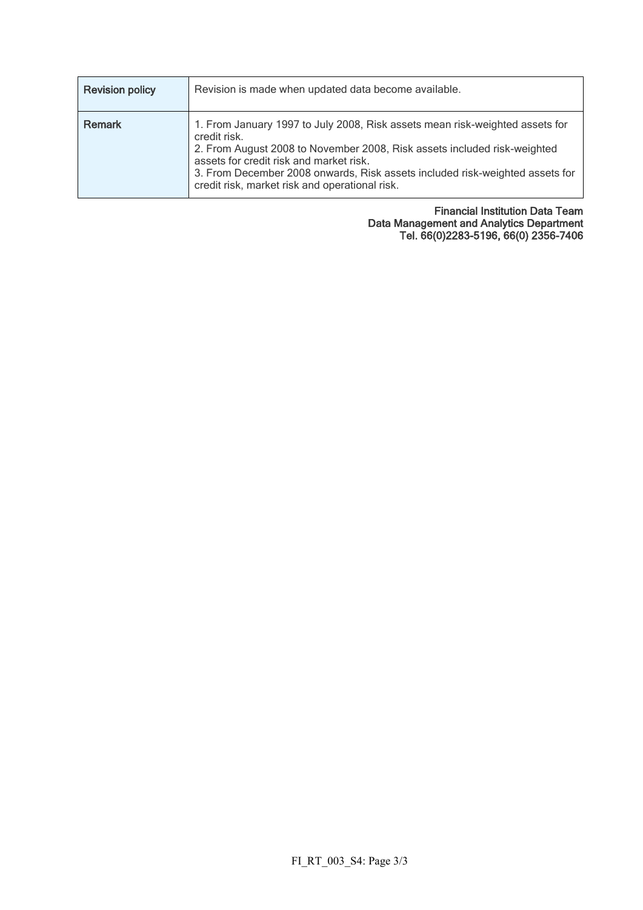| | |
|---|---|
| **Revision policy** | Revision is made when updated data become available. |
| **Remark** | 1. From January 1997 to July 2008, Risk assets mean risk-weighted assets for credit risk.<br>2. From August 2008 to November 2008, Risk assets included risk-weighted assets for credit risk and market risk.<br>3. From December 2008 onwards, Risk assets included risk-weighted assets for credit risk, market risk and operational risk. |

**Financial Institution Data Team**
**Data Management and Analytics Department**
**Tel. 66(0)2283-5196, 66(0) 2356-7406**